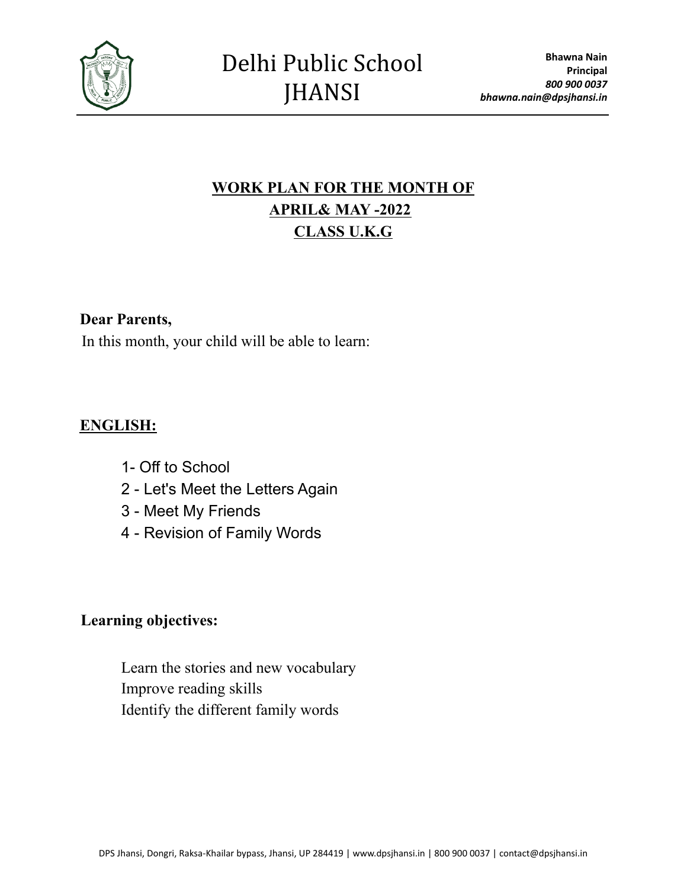# Delhi Public School JHANSI

**Bhawna Nain**
**Principal**
***800 900 0037***
***bhawna.nain@dpsjhansi.in***

## WORK PLAN FOR THE MONTH OF APRIL& MAY -2022 CLASS U.K.G

**Dear Parents,**

In this month, your child will be able to learn:

**ENGLISH:**

1- Off to School
2 - Let's Meet the Letters Again
3 - Meet My Friends
4 - Revision of Family Words

**Learning objectives:**

Learn the stories and new vocabulary
Improve reading skills
Identify the different family words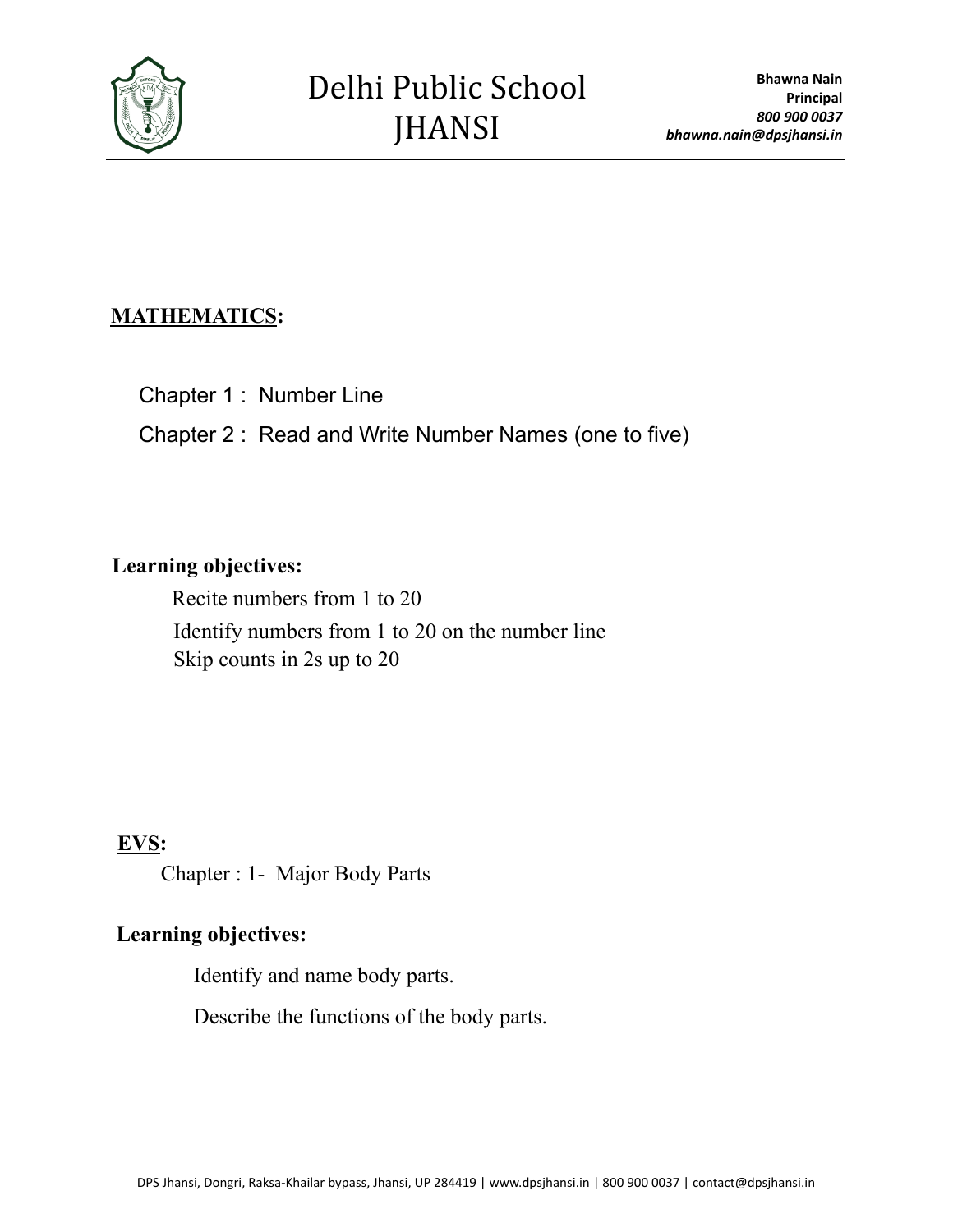**MATHEMATICS:**

Chapter 1 : Number Line

Chapter 2 : Read and Write Number Names (one to five)

**Learning objectives:**

Recite numbers from 1 to 20

Identify numbers from 1 to 20 on the number line

Skip counts in 2s up to 20

**EVS:**

Chapter : 1- Major Body Parts

**Learning objectives:**

Identify and name body parts.

Describe the functions of the body parts.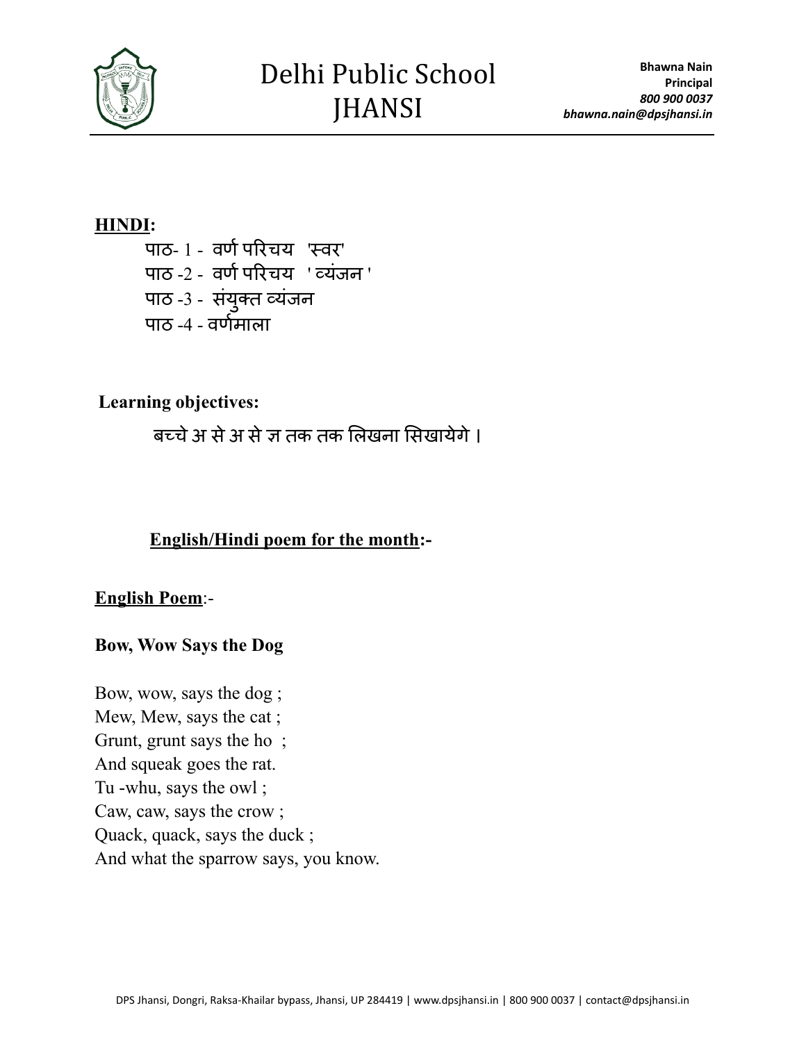**HINDI:**

पाठ- 1 - वर्ण परिचय 'स्वर'
पाठ -2 - वर्ण परिचय ' व्यंजन '
पाठ -3 - संयुक्त व्यंजन
पाठ -4 - वर्णमाला

**Learning objectives:**

बच्चे अ से अ से ज्ञ तक तक लिखना सिखायेगे ।

**English/Hindi poem for the month:-**

**English Poem**:-

**Bow, Wow Says the Dog**

Bow, wow, says the dog ;
Mew, Mew, says the cat ;
Grunt, grunt says the ho ;
And squeak goes the rat.
Tu -whu, says the owl ;
Caw, caw, says the crow ;
Quack, quack, says the duck ;
And what the sparrow says, you know.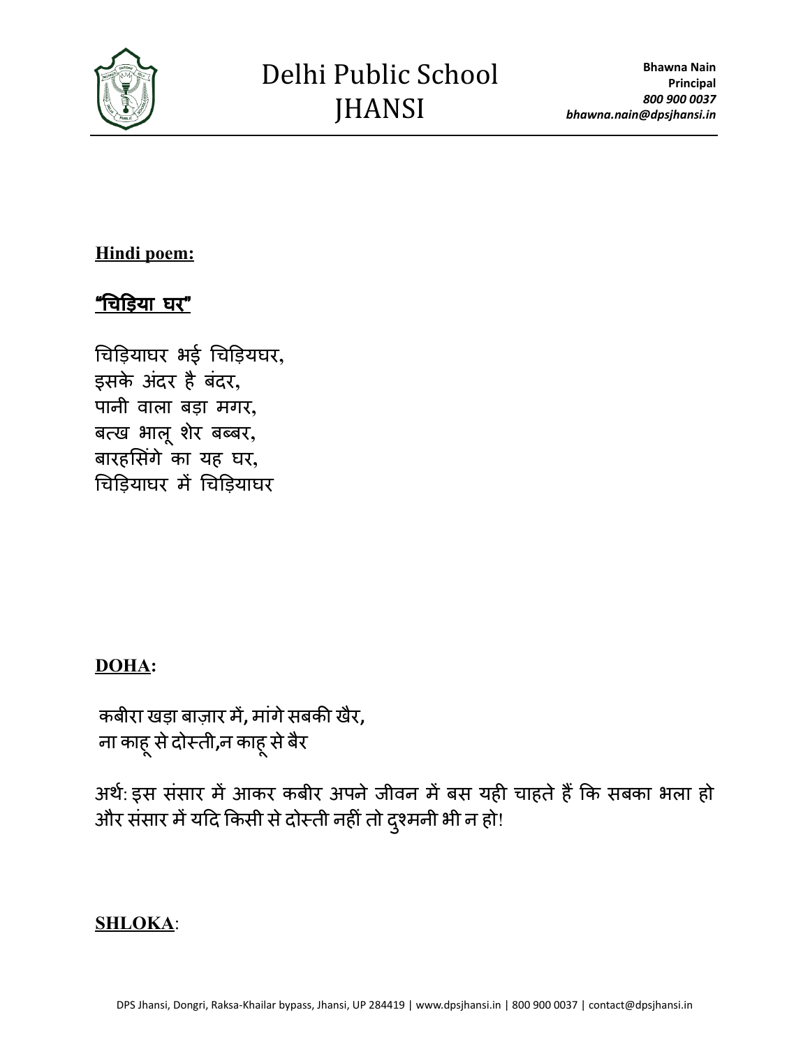**Hindi poem:**

**"चिड़िया घर"**

चिड़ियाघर भई चिड़ियघर,
इसके अंदर है बंदर,
पानी वाला बड़ा मगर,
बत्ख भालू शेर बब्बर,
बारहसिंगे का यह घर,
चिड़ियाघर में चिड़ियाघर

**DOHA:**

कबीरा खड़ा बाज़ार में, मांगे सबकी खैर,
ना काहू से दोस्ती,न काहू से बैर

अर्थ: इस संसार में आकर कबीर अपने जीवन में बस यही चाहते हैं कि सबका भला हो और संसार में यदि किसी से दोस्ती नहीं तो दुश्मनी भी न हो!

**SHLOKA**: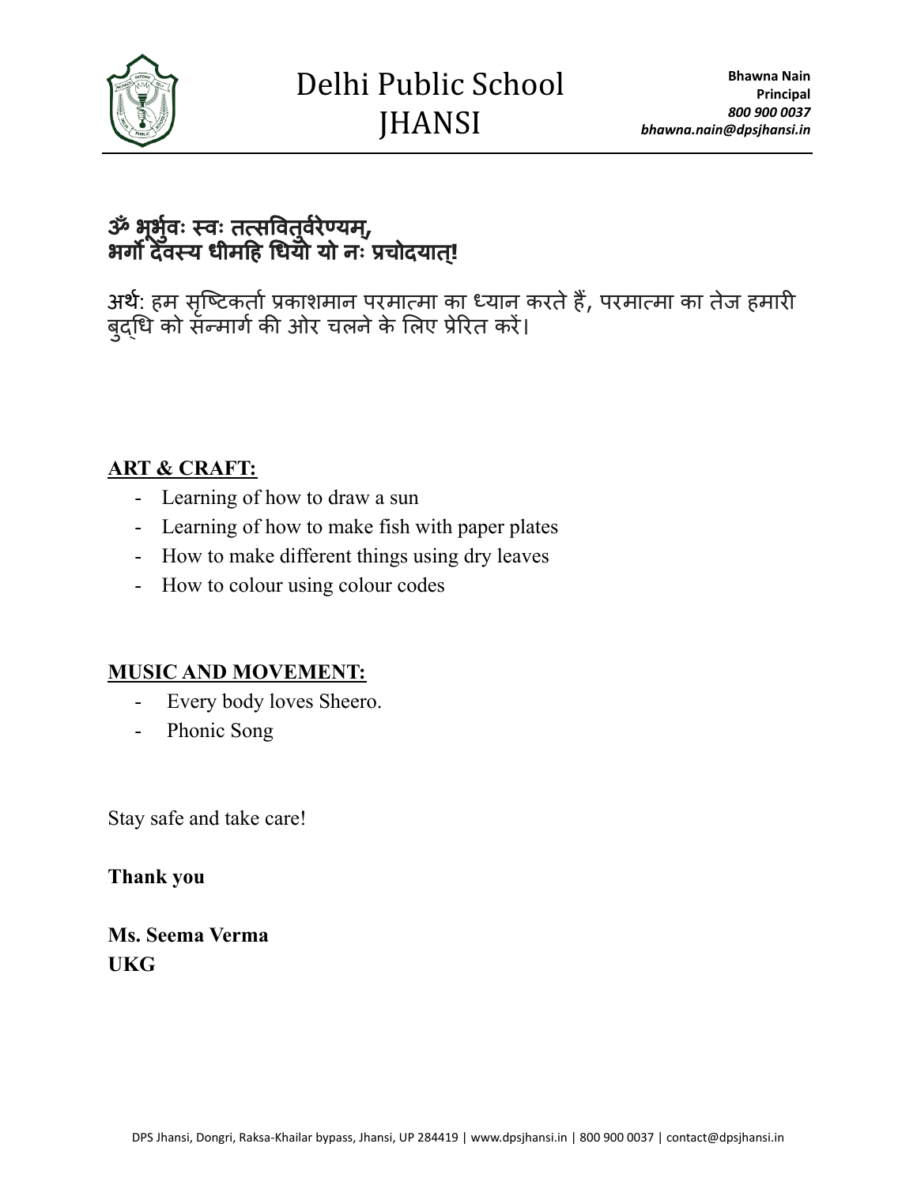**ॐ भूर्भुवः स्वः तत्सवितुर्वरेण्यम्,**
**भर्गो देवस्य धीमहि धियो यो नः प्रचोदयात्!**

अर्थ: हम सृष्टिकर्ता प्रकाशमान परमात्मा का ध्यान करते हैं, परमात्मा का तेज हमारी बुद्धि को सन्मार्ग की ओर चलने के लिए प्रेरित करें।

**ART & CRAFT:**

- Learning of how to draw a sun
- Learning of how to make fish with paper plates
- How to make different things using dry leaves
- How to colour using colour codes

**MUSIC AND MOVEMENT:**

- Every body loves Sheero.
- Phonic Song

Stay safe and take care!

**Thank you**

**Ms. Seema Verma**
**UKG**